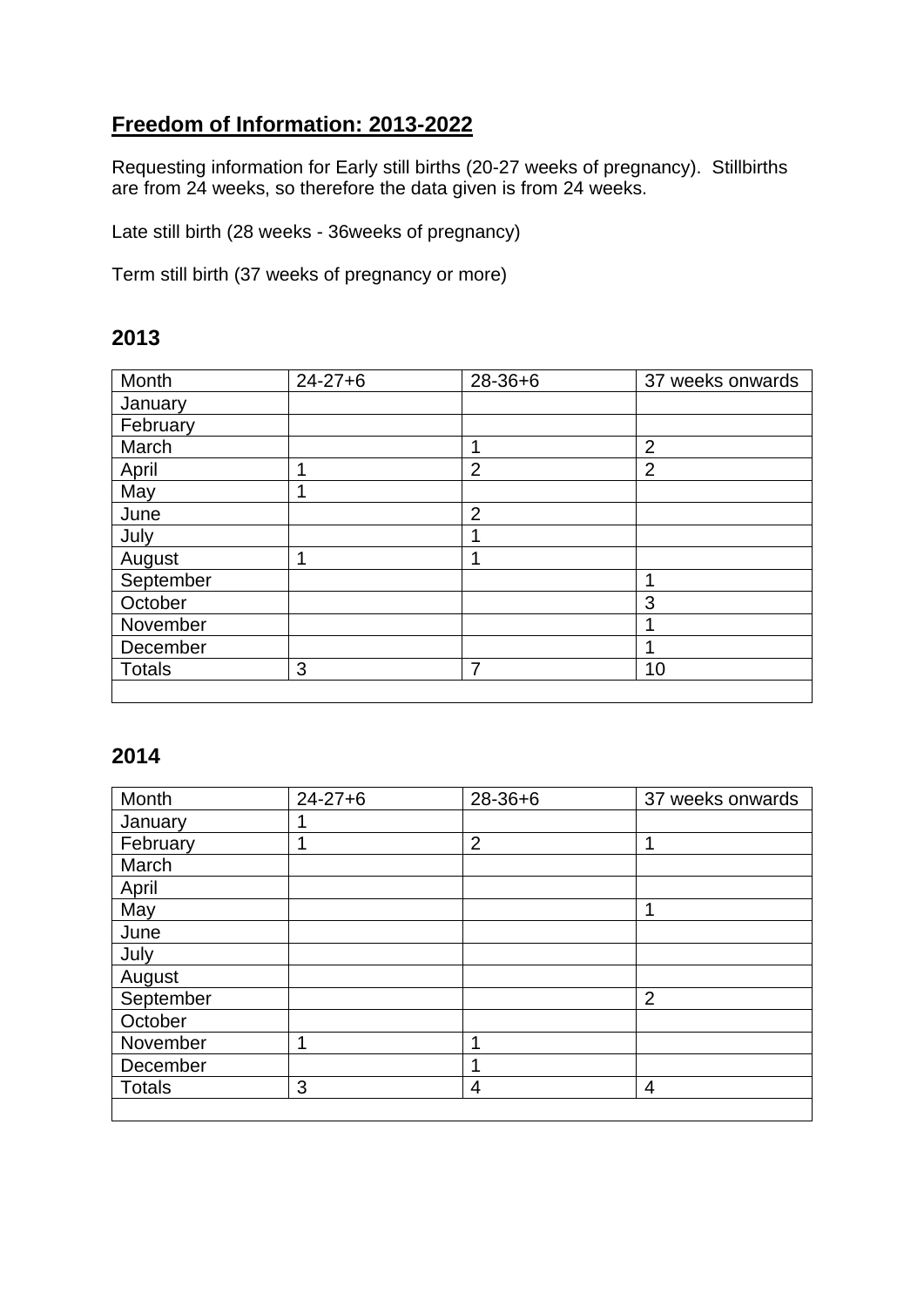# **Freedom of Information: 2013-2022**

Requesting information for Early still births (20-27 weeks of pregnancy). Stillbirths are from 24 weeks, so therefore the data given is from 24 weeks.

Late still birth (28 weeks - 36weeks of pregnancy)

Term still birth (37 weeks of pregnancy or more)

## 2013

| Month | 24-27+6 | 28-36+6 | 37 weeks onwards |
|---|---|---|---|
| January | | | |
| February | | | |
| March | | 1 | 2 |
| April | 1 | 2 | 2 |
| May | 1 | | |
| June | | 2 | |
| July | | 1 | |
| August | 1 | 1 | |
| September | | | 1 |
| October | | | 3 |
| November | | | 1 |
| December | | | 1 |
| Totals | 3 | 7 | 10 |
| | | | |

## 2014

| Month | 24-27+6 | 28-36+6 | 37 weeks onwards |
|---|---|---|---|
| January | 1 | | |
| February | 1 | 2 | 1 |
| March | | | |
| April | | | |
| May | | | 1 |
| June | | | |
| July | | | |
| August | | | |
| September | | | 2 |
| October | | | |
| November | 1 | 1 | |
| December | | 1 | |
| Totals | 3 | 4 | 4 |
| | | | |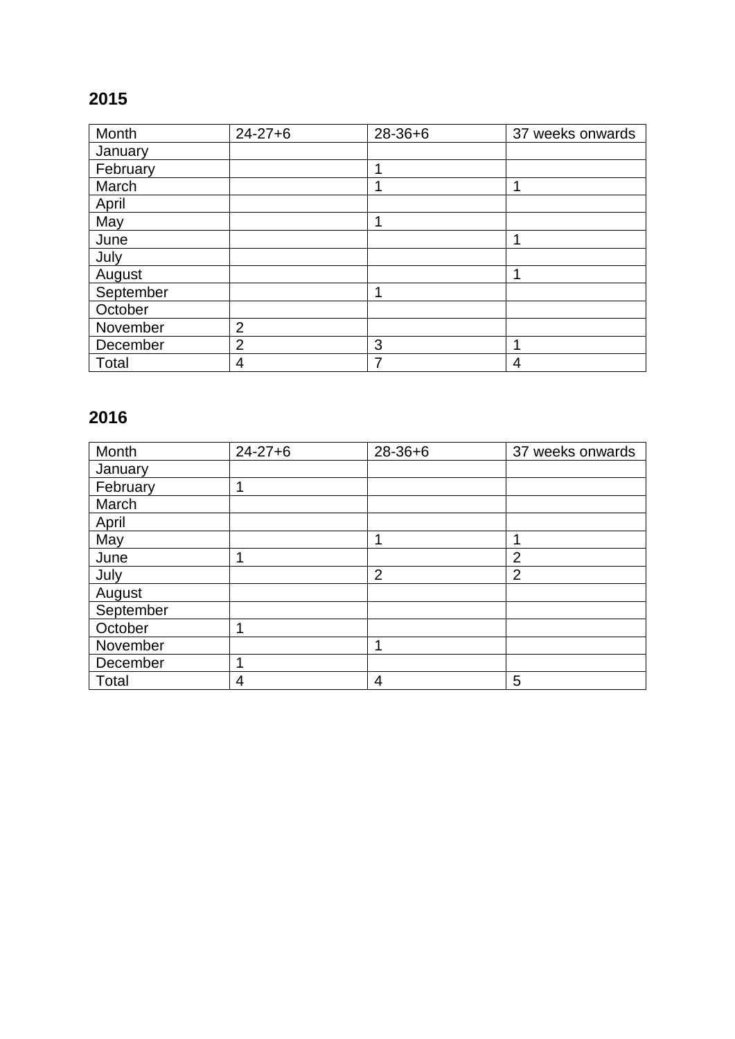## 2015

| Month | 24-27+6 | 28-36+6 | 37 weeks onwards |
|---|---|---|---|
| January | | | |
| February | | 1 | |
| March | | 1 | 1 |
| April | | | |
| May | | 1 | |
| June | | | 1 |
| July | | | |
| August | | | 1 |
| September | | 1 | |
| October | | | |
| November | 2 | | |
| December | 2 | 3 | 1 |
| Total | 4 | 7 | 4 |

## 2016

| Month | 24-27+6 | 28-36+6 | 37 weeks onwards |
|---|---|---|---|
| January | | | |
| February | 1 | | |
| March | | | |
| April | | | |
| May | | 1 | 1 |
| June | 1 | | 2 |
| July | | 2 | 2 |
| August | | | |
| September | | | |
| October | 1 | | |
| November | | 1 | |
| December | 1 | | |
| Total | 4 | 4 | 5 |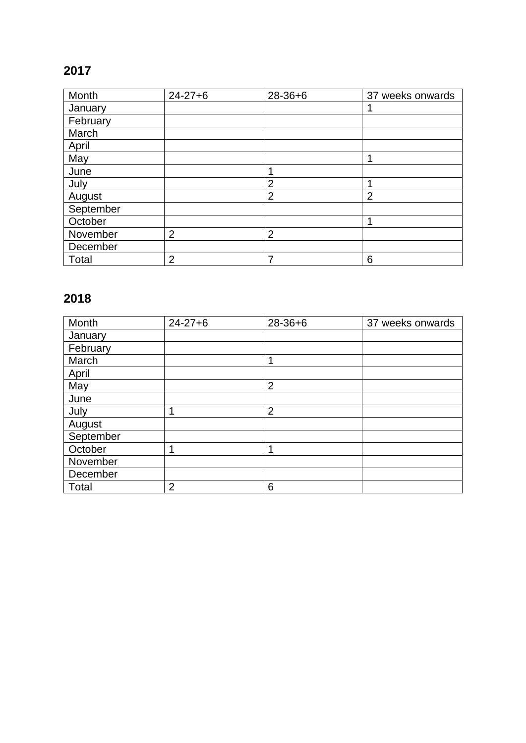## 2017

| Month | 24-27+6 | 28-36+6 | 37 weeks onwards |
| --- | --- | --- | --- |
| January | | | 1 |
| February | | | |
| March | | | |
| April | | | |
| May | | | 1 |
| June | | 1 | |
| July | | 2 | 1 |
| August | | 2 | 2 |
| September | | | |
| October | | | 1 |
| November | 2 | 2 | |
| December | | | |
| Total | 2 | 7 | 6 |

## 2018

| Month | 24-27+6 | 28-36+6 | 37 weeks onwards |
| --- | --- | --- | --- |
| January | | | |
| February | | | |
| March | | 1 | |
| April | | | |
| May | | 2 | |
| June | | | |
| July | 1 | 2 | |
| August | | | |
| September | | | |
| October | 1 | 1 | |
| November | | | |
| December | | | |
| Total | 2 | 6 | |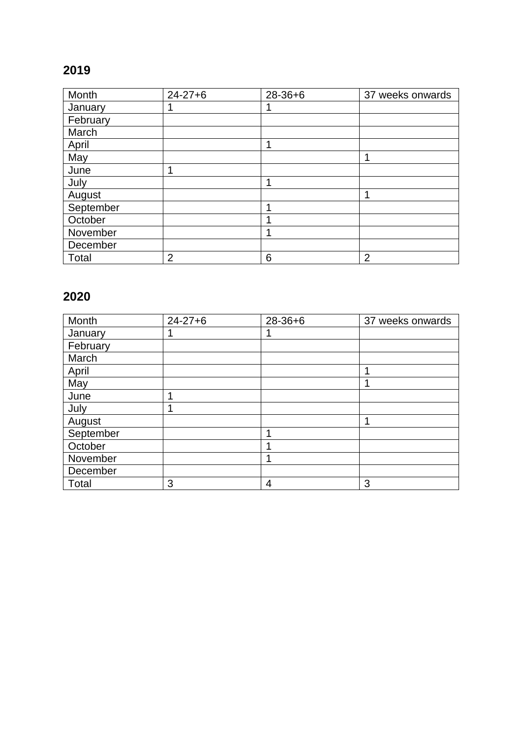## 2019

| Month | 24-27+6 | 28-36+6 | 37 weeks onwards |
| --- | --- | --- | --- |
| January | 1 | 1 | |
| February | | | |
| March | | | |
| April | | 1 | |
| May | | | 1 |
| June | 1 | | |
| July | | 1 | |
| August | | | 1 |
| September | | 1 | |
| October | | 1 | |
| November | | 1 | |
| December | | | |
| Total | 2 | 6 | 2 |

## 2020

| Month | 24-27+6 | 28-36+6 | 37 weeks onwards |
| --- | --- | --- | --- |
| January | 1 | 1 | |
| February | | | |
| March | | | |
| April | | | 1 |
| May | | | 1 |
| June | 1 | | |
| July | 1 | | |
| August | | | 1 |
| September | | 1 | |
| October | | 1 | |
| November | | 1 | |
| December | | | |
| Total | 3 | 4 | 3 |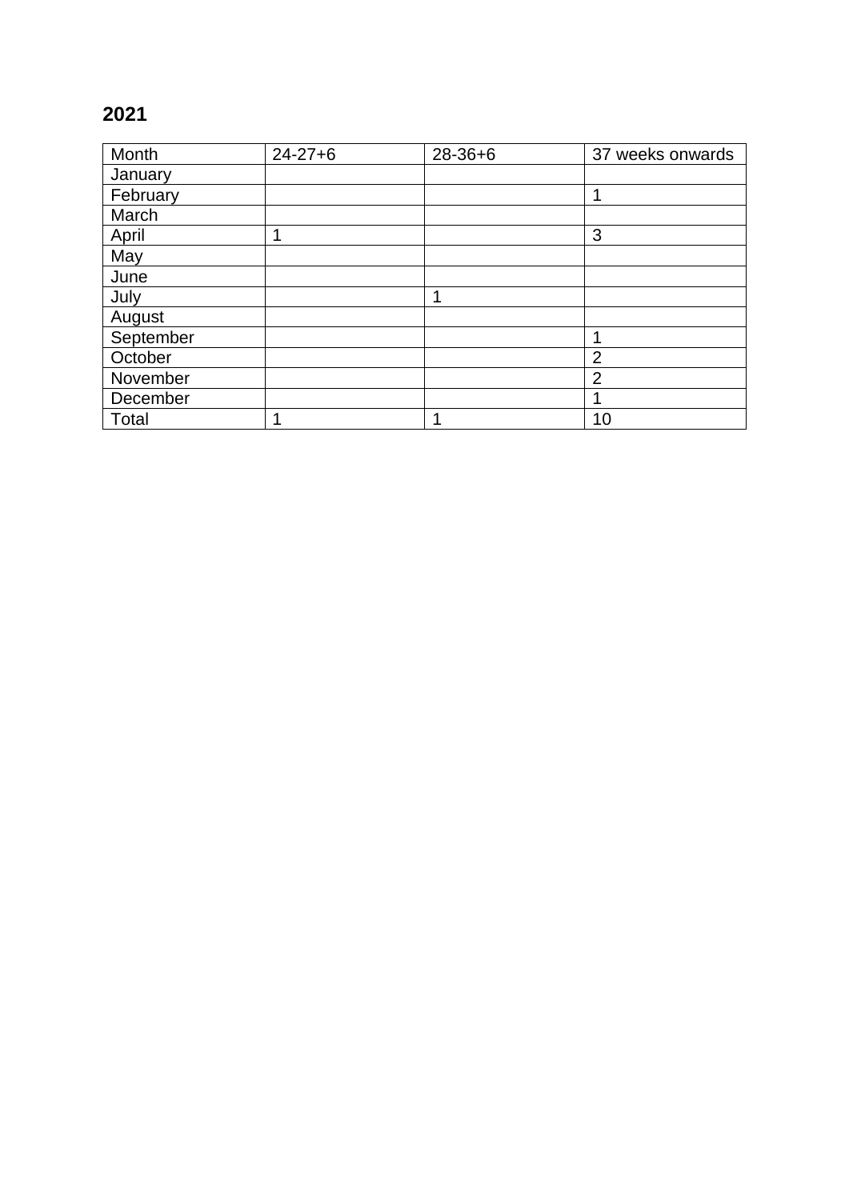**2021**

| Month | 24-27+6 | 28-36+6 | 37 weeks onwards |
|---|---|---|---|
| January | | | |
| February | | | 1 |
| March | | | |
| April | 1 | | 3 |
| May | | | |
| June | | | |
| July | | 1 | |
| August | | | |
| September | | | 1 |
| October | | | 2 |
| November | | | 2 |
| December | | | 1 |
| Total | 1 | 1 | 10 |